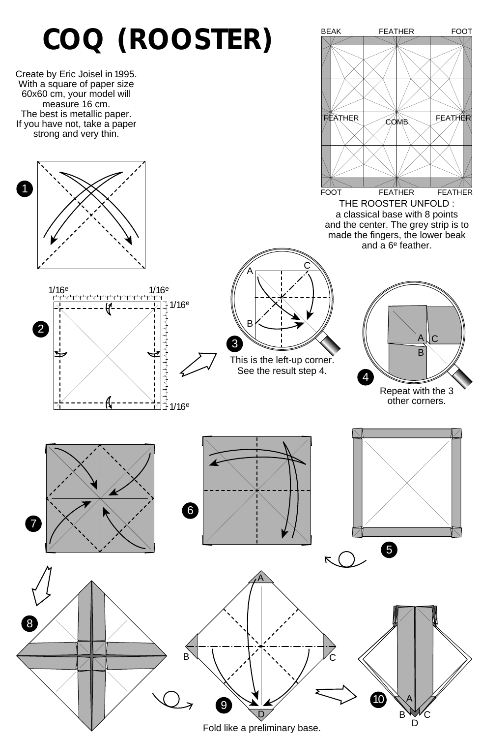# COQ (ROOSTER)

Create by Eric Joisel in 1995.
With a square of paper size 60x60 cm, your model will measure 16 cm.
The best is metallic paper.
If you have not, take a paper strong and very thin.

BEAK FEATHER FOOT

FEATHER COMB FEATHER

FOOT FEATHER FEATHER

THE ROOSTER UNFOLD : a classical base with 8 points and the center. The grey strip is to made the fingers, the lower beak and a 6e feather.

1

2

1/16e 1/16e 1/16e 1/16e

3

A C B

This is the left-up corner. See the result step 4.

4

A C B

Repeat with the 3 other corners.

5

6

7

8

9

A B C D

Fold like a preliminary base.

10

A B C D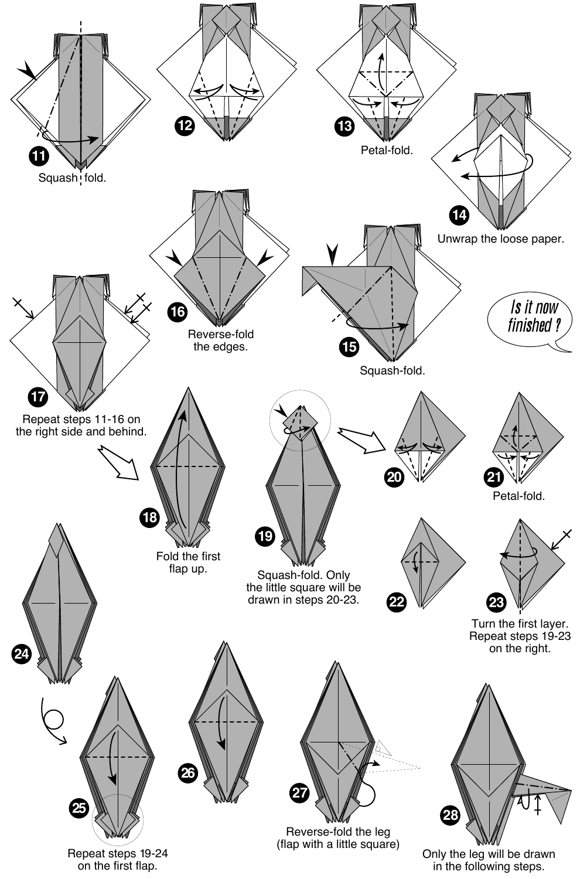**11** Squash fold.

**12**

**13** Petal-fold.

**14** Unwrap the loose paper.

**15** Squash-fold.

**16** Reverse-fold the edges.

*Is it now finished ?*

**17** Repeat steps 11-16 on the right side and behind.

**18** Fold the first flap up.

**19** Squash-fold. Only the little square will be drawn in steps 20-23.

**20**

**21** Petal-fold.

**22**

**23** Turn the first layer. Repeat steps 19-23 on the right.

**24**

**25** Repeat steps 19-24 on the first flap.

**26**

**27** Reverse-fold the leg (flap with a little square)

**28** Only the leg will be drawn in the following steps.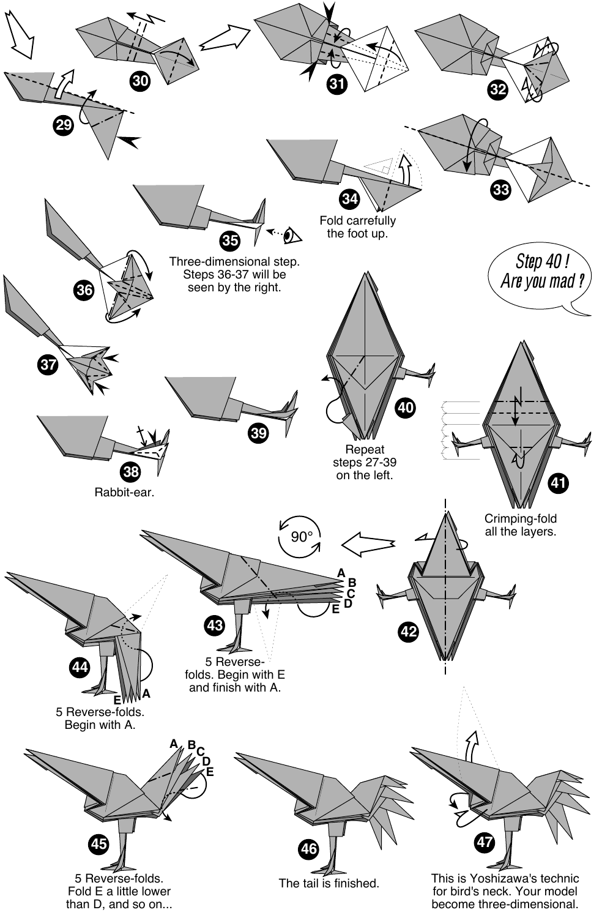**29**

**30**

**31**

**32**

**33**

**34**

Fold carrefully the foot up.

**35**

Three-dimensional step. Steps 36-37 will be seen by the right.

**36**

**37**

**38**

Rabbit-ear.

**39**

*Step 40 ! Are you mad ?*

**40**

Repeat steps 27-39 on the left.

**41**

Crimping-fold all the layers.

**42**

90°

**43**

A B C D E

5 Reverse-folds. Begin with E and finish with A.

**44**

E A

5 Reverse-folds. Begin with A.

**45**

A B C D E

5 Reverse-folds. Fold E a little lower than D, and so on...

**46**

The tail is finished.

**47**

This is Yoshizawa's technic for bird's neck. Your model become three-dimensional.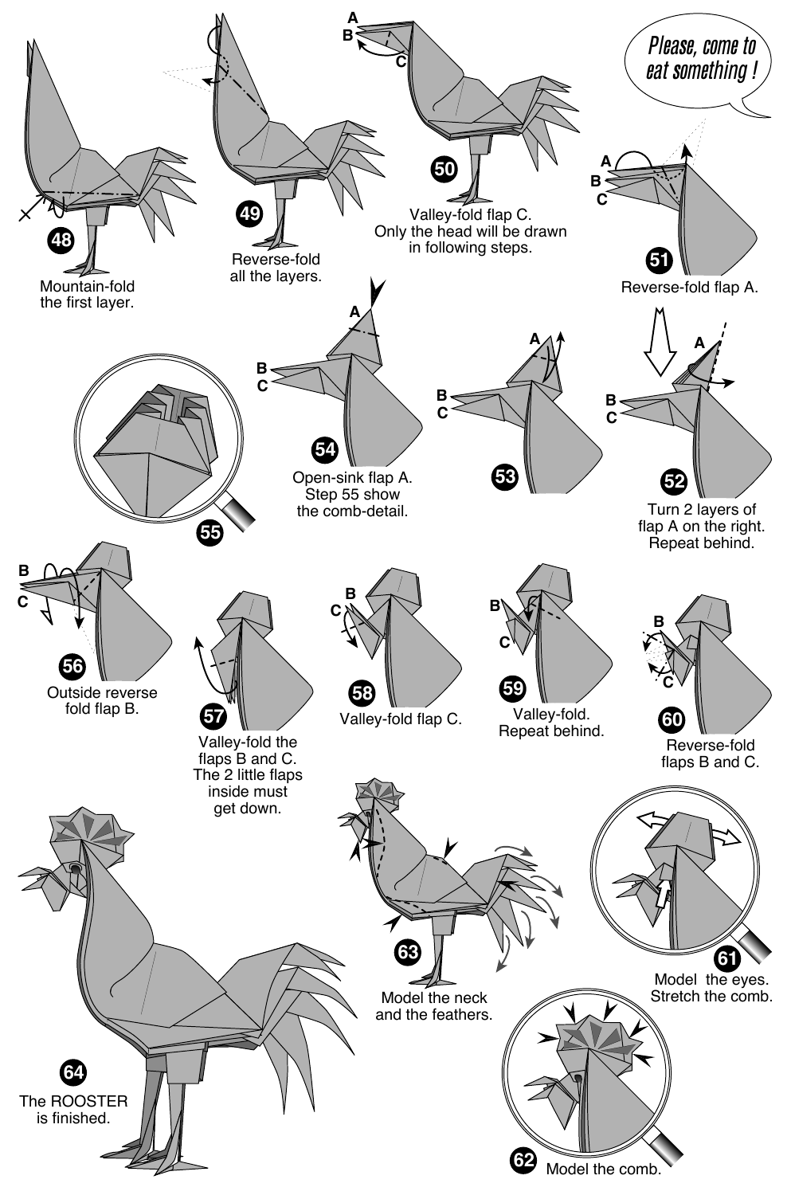Please, come to eat something !

**48** Mountain-fold the first layer.

**49** Reverse-fold all the layers.

**50** Valley-fold flap C. Only the head will be drawn in following steps.

**51** Reverse-fold flap A.

**52** Turn 2 layers of flap A on the right. Repeat behind.

**53**

**54** Open-sink flap A. Step 55 show the comb-detail.

**55**

**56** Outside reverse fold flap B.

**57** Valley-fold the flaps B and C. The 2 little flaps inside must get down.

**58** Valley-fold flap C.

**59** Valley-fold. Repeat behind.

**60** Reverse-fold flaps B and C.

**61** Model the eyes. Stretch the comb.

**62** Model the comb.

**63** Model the neck and the feathers.

**64** The ROOSTER is finished.